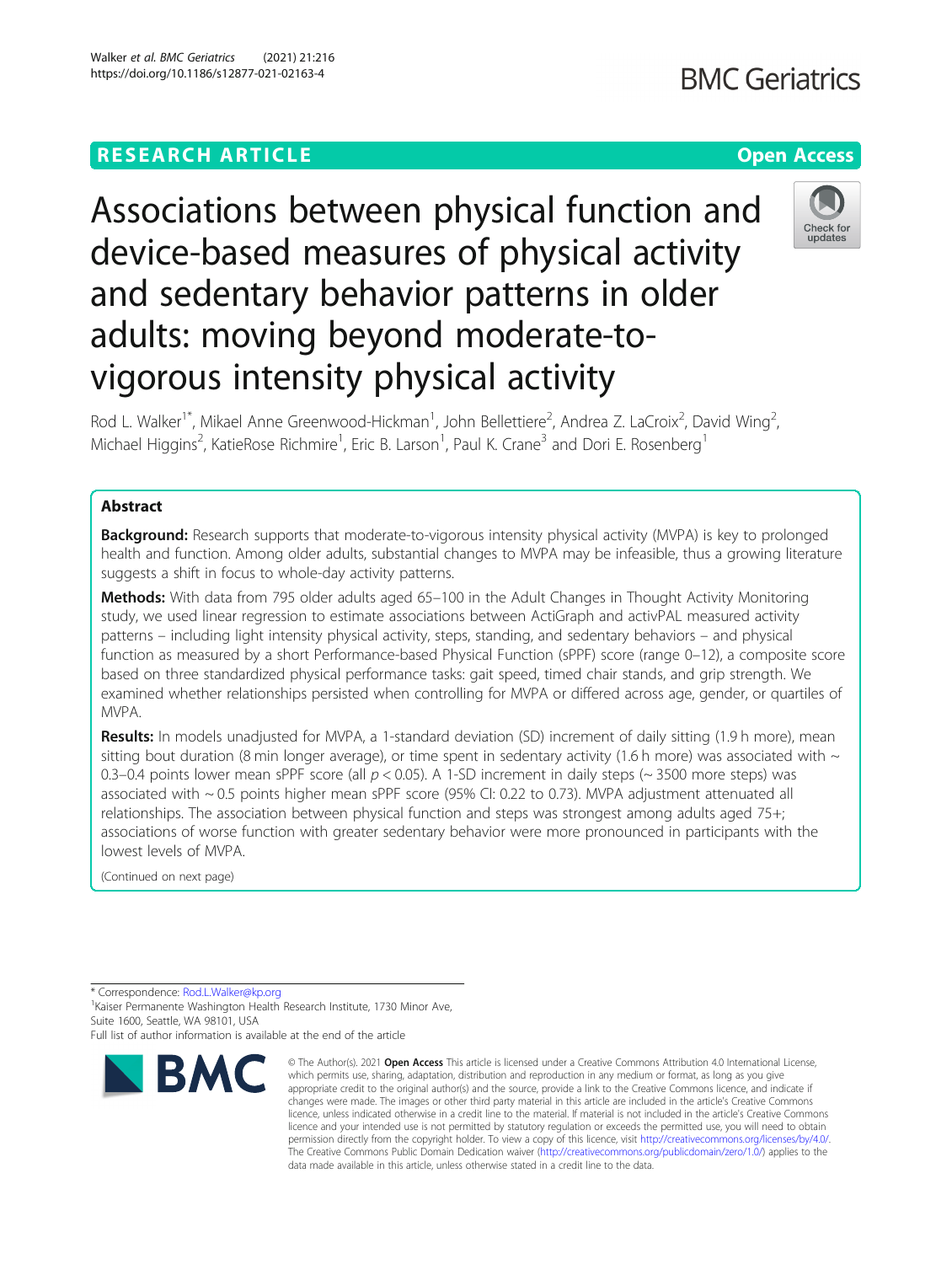RESEARCH ARTICLE

Open Access

# Associations between physical function and device-based measures of physical activity and sedentary behavior patterns in older adults: moving beyond moderate-to-vigorous intensity physical activity

Rod L. Walker[1*], Mikael Anne Greenwood-Hickman[1], John Bellettiere[2], Andrea Z. LaCroix[2], David Wing[2], Michael Higgins[2], KatieRose Richmire[1], Eric B. Larson[1], Paul K. Crane[3] and Dori E. Rosenberg[1]

## Abstract

**Background:** Research supports that moderate-to-vigorous intensity physical activity (MVPA) is key to prolonged health and function. Among older adults, substantial changes to MVPA may be infeasible, thus a growing literature suggests a shift in focus to whole-day activity patterns.

**Methods:** With data from 795 older adults aged 65–100 in the Adult Changes in Thought Activity Monitoring study, we used linear regression to estimate associations between ActiGraph and activPAL measured activity patterns – including light intensity physical activity, steps, standing, and sedentary behaviors – and physical function as measured by a short Performance-based Physical Function (sPPF) score (range 0–12), a composite score based on three standardized physical performance tasks: gait speed, timed chair stands, and grip strength. We examined whether relationships persisted when controlling for MVPA or differed across age, gender, or quartiles of MVPA.

**Results:** In models unadjusted for MVPA, a 1-standard deviation (SD) increment of daily sitting (1.9 h more), mean sitting bout duration (8 min longer average), or time spent in sedentary activity (1.6 h more) was associated with ~ 0.3–0.4 points lower mean sPPF score (all $p < 0.05$). A 1-SD increment in daily steps (~ 3500 more steps) was associated with ~ 0.5 points higher mean sPPF score (95% CI: 0.22 to 0.73). MVPA adjustment attenuated all relationships. The association between physical function and steps was strongest among adults aged 75+; associations of worse function with greater sedentary behavior were more pronounced in participants with the lowest levels of MVPA.

(Continued on next page)

* Correspondence: Rod.L.Walker@kp.org
[1]Kaiser Permanente Washington Health Research Institute, 1730 Minor Ave, Suite 1600, Seattle, WA 98101, USA
Full list of author information is available at the end of the article

© The Author(s). 2021 **Open Access** This article is licensed under a Creative Commons Attribution 4.0 International License, which permits use, sharing, adaptation, distribution and reproduction in any medium or format, as long as you give appropriate credit to the original author(s) and the source, provide a link to the Creative Commons licence, and indicate if changes were made. The images or other third party material in this article are included in the article's Creative Commons licence, unless indicated otherwise in a credit line to the material. If material is not included in the article's Creative Commons licence and your intended use is not permitted by statutory regulation or exceeds the permitted use, you will need to obtain permission directly from the copyright holder. To view a copy of this licence, visit http://creativecommons.org/licenses/by/4.0/. The Creative Commons Public Domain Dedication waiver (http://creativecommons.org/publicdomain/zero/1.0/) applies to the data made available in this article, unless otherwise stated in a credit line to the data.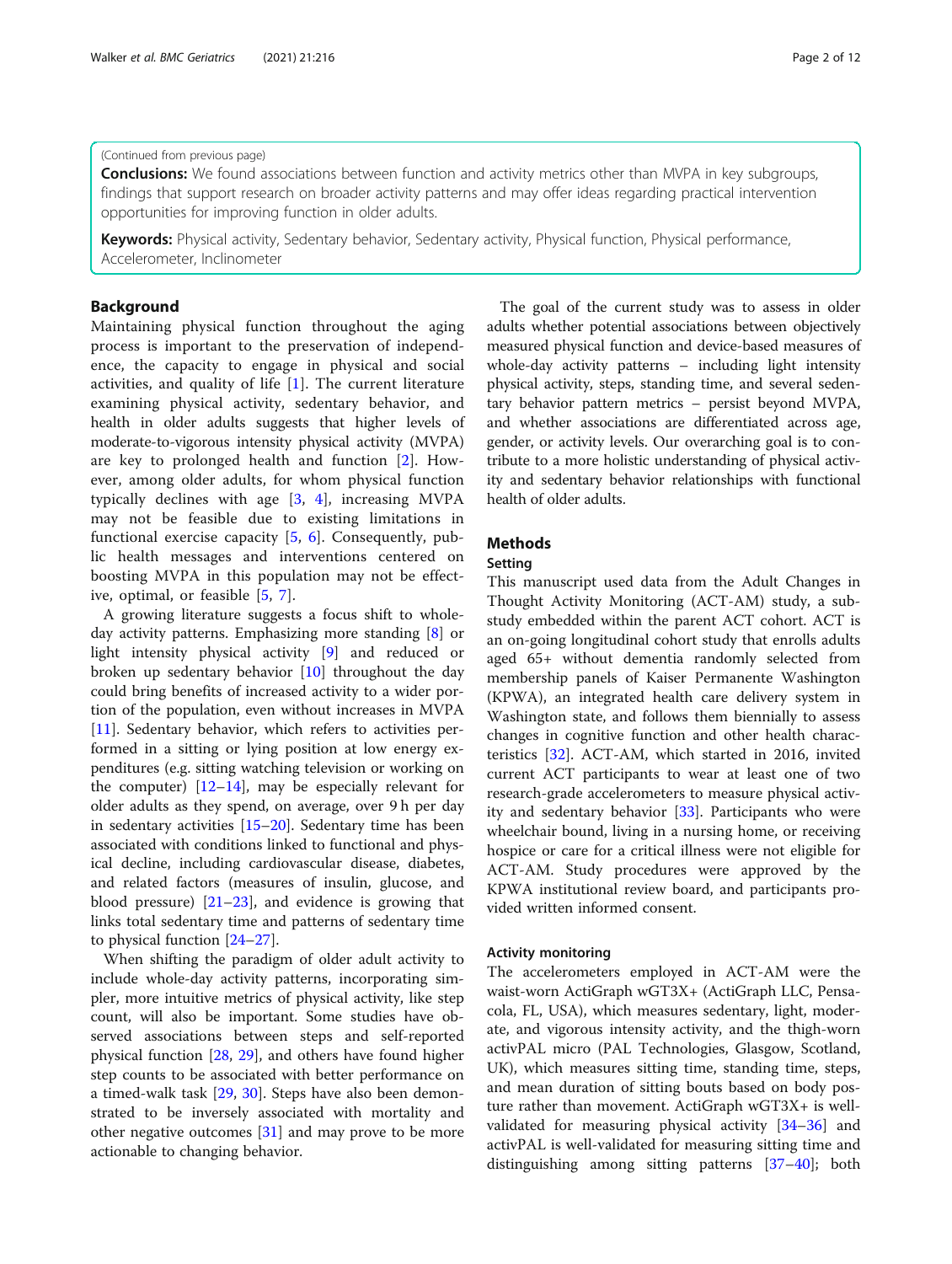(Continued from previous page)

**Conclusions:** We found associations between function and activity metrics other than MVPA in key subgroups, findings that support research on broader activity patterns and may offer ideas regarding practical intervention opportunities for improving function in older adults.

**Keywords:** Physical activity, Sedentary behavior, Sedentary activity, Physical function, Physical performance, Accelerometer, Inclinometer

## Background

Maintaining physical function throughout the aging process is important to the preservation of independence, the capacity to engage in physical and social activities, and quality of life [1]. The current literature examining physical activity, sedentary behavior, and health in older adults suggests that higher levels of moderate-to-vigorous intensity physical activity (MVPA) are key to prolonged health and function [2]. However, among older adults, for whom physical function typically declines with age [3, 4], increasing MVPA may not be feasible due to existing limitations in functional exercise capacity [5, 6]. Consequently, public health messages and interventions centered on boosting MVPA in this population may not be effective, optimal, or feasible [5, 7].

A growing literature suggests a focus shift to whole-day activity patterns. Emphasizing more standing [8] or light intensity physical activity [9] and reduced or broken up sedentary behavior [10] throughout the day could bring benefits of increased activity to a wider portion of the population, even without increases in MVPA [11]. Sedentary behavior, which refers to activities performed in a sitting or lying position at low energy expenditures (e.g. sitting watching television or working on the computer) [12–14], may be especially relevant for older adults as they spend, on average, over 9 h per day in sedentary activities [15–20]. Sedentary time has been associated with conditions linked to functional and physical decline, including cardiovascular disease, diabetes, and related factors (measures of insulin, glucose, and blood pressure) [21–23], and evidence is growing that links total sedentary time and patterns of sedentary time to physical function [24–27].

When shifting the paradigm of older adult activity to include whole-day activity patterns, incorporating simpler, more intuitive metrics of physical activity, like step count, will also be important. Some studies have observed associations between steps and self-reported physical function [28, 29], and others have found higher step counts to be associated with better performance on a timed-walk task [29, 30]. Steps have also been demonstrated to be inversely associated with mortality and other negative outcomes [31] and may prove to be more actionable to changing behavior.

The goal of the current study was to assess in older adults whether potential associations between objectively measured physical function and device-based measures of whole-day activity patterns – including light intensity physical activity, steps, standing time, and several sedentary behavior pattern metrics – persist beyond MVPA, and whether associations are differentiated across age, gender, or activity levels. Our overarching goal is to contribute to a more holistic understanding of physical activity and sedentary behavior relationships with functional health of older adults.

## Methods

### Setting

This manuscript used data from the Adult Changes in Thought Activity Monitoring (ACT-AM) study, a substudy embedded within the parent ACT cohort. ACT is an on-going longitudinal cohort study that enrolls adults aged 65+ without dementia randomly selected from membership panels of Kaiser Permanente Washington (KPWA), an integrated health care delivery system in Washington state, and follows them biennially to assess changes in cognitive function and other health characteristics [32]. ACT-AM, which started in 2016, invited current ACT participants to wear at least one of two research-grade accelerometers to measure physical activity and sedentary behavior [33]. Participants who were wheelchair bound, living in a nursing home, or receiving hospice or care for a critical illness were not eligible for ACT-AM. Study procedures were approved by the KPWA institutional review board, and participants provided written informed consent.

### Activity monitoring

The accelerometers employed in ACT-AM were the waist-worn ActiGraph wGT3X+ (ActiGraph LLC, Pensacola, FL, USA), which measures sedentary, light, moderate, and vigorous intensity activity, and the thigh-worn activPAL micro (PAL Technologies, Glasgow, Scotland, UK), which measures sitting time, standing time, steps, and mean duration of sitting bouts based on body posture rather than movement. ActiGraph wGT3X+ is well-validated for measuring physical activity [34–36] and activPAL is well-validated for measuring sitting time and distinguishing among sitting patterns [37–40]; both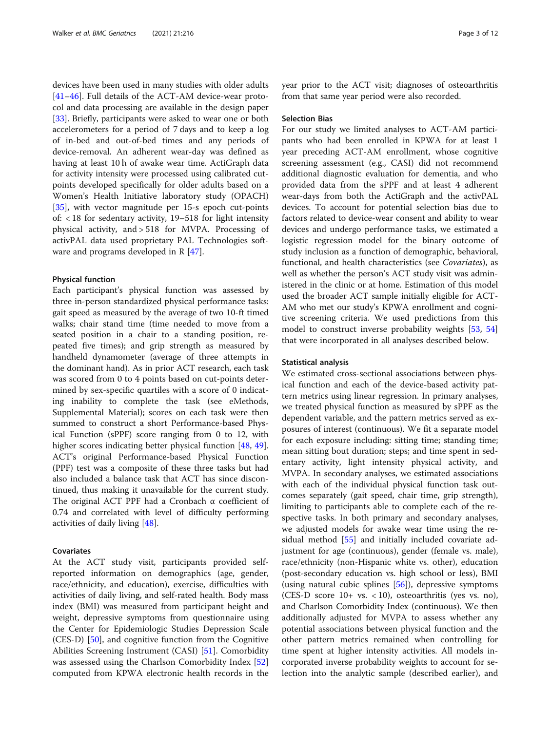devices have been used in many studies with older adults [41–46]. Full details of the ACT-AM device-wear protocol and data processing are available in the design paper [33]. Briefly, participants were asked to wear one or both accelerometers for a period of 7 days and to keep a log of in-bed and out-of-bed times and any periods of device-removal. An adherent wear-day was defined as having at least 10 h of awake wear time. ActiGraph data for activity intensity were processed using calibrated cut-points developed specifically for older adults based on a Women's Health Initiative laboratory study (OPACH) [35], with vector magnitude per 15-s epoch cut-points of: < 18 for sedentary activity, 19–518 for light intensity physical activity, and > 518 for MVPA. Processing of activPAL data used proprietary PAL Technologies software and programs developed in R [47].

#### Physical function

Each participant's physical function was assessed by three in-person standardized physical performance tasks: gait speed as measured by the average of two 10-ft timed walks; chair stand time (time needed to move from a seated position in a chair to a standing position, repeated five times); and grip strength as measured by handheld dynamometer (average of three attempts in the dominant hand). As in prior ACT research, each task was scored from 0 to 4 points based on cut-points determined by sex-specific quartiles with a score of 0 indicating inability to complete the task (see eMethods, Supplemental Material); scores on each task were then summed to construct a short Performance-based Physical Function (sPPF) score ranging from 0 to 12, with higher scores indicating better physical function [48, 49]. ACT's original Performance-based Physical Function (PPF) test was a composite of these three tasks but had also included a balance task that ACT has since discontinued, thus making it unavailable for the current study. The original ACT PPF had a Cronbach α coefficient of 0.74 and correlated with level of difficulty performing activities of daily living [48].

#### Covariates

At the ACT study visit, participants provided self-reported information on demographics (age, gender, race/ethnicity, and education), exercise, difficulties with activities of daily living, and self-rated health. Body mass index (BMI) was measured from participant height and weight, depressive symptoms from questionnaire using the Center for Epidemiologic Studies Depression Scale (CES-D) [50], and cognitive function from the Cognitive Abilities Screening Instrument (CASI) [51]. Comorbidity was assessed using the Charlson Comorbidity Index [52] computed from KPWA electronic health records in the year prior to the ACT visit; diagnoses of osteoarthritis from that same year period were also recorded.

#### Selection Bias

For our study we limited analyses to ACT-AM participants who had been enrolled in KPWA for at least 1 year preceding ACT-AM enrollment, whose cognitive screening assessment (e.g., CASI) did not recommend additional diagnostic evaluation for dementia, and who provided data from the sPPF and at least 4 adherent wear-days from both the ActiGraph and the activPAL devices. To account for potential selection bias due to factors related to device-wear consent and ability to wear devices and undergo performance tasks, we estimated a logistic regression model for the binary outcome of study inclusion as a function of demographic, behavioral, functional, and health characteristics (see *Covariates*), as well as whether the person's ACT study visit was administered in the clinic or at home. Estimation of this model used the broader ACT sample initially eligible for ACT-AM who met our study's KPWA enrollment and cognitive screening criteria. We used predictions from this model to construct inverse probability weights [53, 54] that were incorporated in all analyses described below.

#### Statistical analysis

We estimated cross-sectional associations between physical function and each of the device-based activity pattern metrics using linear regression. In primary analyses, we treated physical function as measured by sPPF as the dependent variable, and the pattern metrics served as exposures of interest (continuous). We fit a separate model for each exposure including: sitting time; standing time; mean sitting bout duration; steps; and time spent in sedentary activity, light intensity physical activity, and MVPA. In secondary analyses, we estimated associations with each of the individual physical function task outcomes separately (gait speed, chair time, grip strength), limiting to participants able to complete each of the respective tasks. In both primary and secondary analyses, we adjusted models for awake wear time using the residual method [55] and initially included covariate adjustment for age (continuous), gender (female vs. male), race/ethnicity (non-Hispanic white vs. other), education (post-secondary education vs. high school or less), BMI (using natural cubic splines [56]), depressive symptoms (CES-D score 10+ vs. < 10), osteoarthritis (yes vs. no), and Charlson Comorbidity Index (continuous). We then additionally adjusted for MVPA to assess whether any potential associations between physical function and the other pattern metrics remained when controlling for time spent at higher intensity activities. All models incorporated inverse probability weights to account for selection into the analytic sample (described earlier), and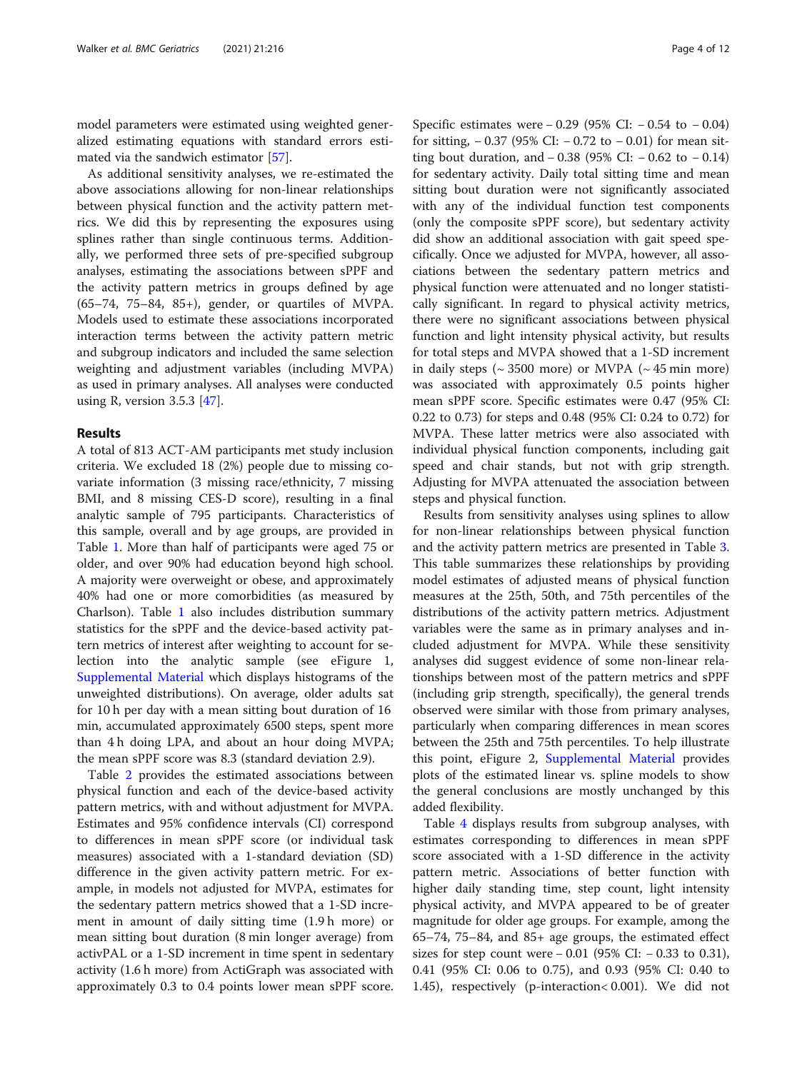model parameters were estimated using weighted generalized estimating equations with standard errors estimated via the sandwich estimator [57].

As additional sensitivity analyses, we re-estimated the above associations allowing for non-linear relationships between physical function and the activity pattern metrics. We did this by representing the exposures using splines rather than single continuous terms. Additionally, we performed three sets of pre-specified subgroup analyses, estimating the associations between sPPF and the activity pattern metrics in groups defined by age (65–74, 75–84, 85+), gender, or quartiles of MVPA. Models used to estimate these associations incorporated interaction terms between the activity pattern metric and subgroup indicators and included the same selection weighting and adjustment variables (including MVPA) as used in primary analyses. All analyses were conducted using R, version 3.5.3 [47].

## Results

A total of 813 ACT-AM participants met study inclusion criteria. We excluded 18 (2%) people due to missing covariate information (3 missing race/ethnicity, 7 missing BMI, and 8 missing CES-D score), resulting in a final analytic sample of 795 participants. Characteristics of this sample, overall and by age groups, are provided in Table 1. More than half of participants were aged 75 or older, and over 90% had education beyond high school. A majority were overweight or obese, and approximately 40% had one or more comorbidities (as measured by Charlson). Table 1 also includes distribution summary statistics for the sPPF and the device-based activity pattern metrics of interest after weighting to account for selection into the analytic sample (see eFigure 1, Supplemental Material which displays histograms of the unweighted distributions). On average, older adults sat for 10 h per day with a mean sitting bout duration of 16 min, accumulated approximately 6500 steps, spent more than 4 h doing LPA, and about an hour doing MVPA; the mean sPPF score was 8.3 (standard deviation 2.9).

Table 2 provides the estimated associations between physical function and each of the device-based activity pattern metrics, with and without adjustment for MVPA. Estimates and 95% confidence intervals (CI) correspond to differences in mean sPPF score (or individual task measures) associated with a 1-standard deviation (SD) difference in the given activity pattern metric. For example, in models not adjusted for MVPA, estimates for the sedentary pattern metrics showed that a 1-SD increment in amount of daily sitting time (1.9 h more) or mean sitting bout duration (8 min longer average) from activPAL or a 1-SD increment in time spent in sedentary activity (1.6 h more) from ActiGraph was associated with approximately 0.3 to 0.4 points lower mean sPPF score. Specific estimates were – 0.29 (95% CI: – 0.54 to – 0.04) for sitting, – 0.37 (95% CI: – 0.72 to – 0.01) for mean sitting bout duration, and – 0.38 (95% CI: – 0.62 to – 0.14) for sedentary activity. Daily total sitting time and mean sitting bout duration were not significantly associated with any of the individual function test components (only the composite sPPF score), but sedentary activity did show an additional association with gait speed specifically. Once we adjusted for MVPA, however, all associations between the sedentary pattern metrics and physical function were attenuated and no longer statistically significant. In regard to physical activity metrics, there were no significant associations between physical function and light intensity physical activity, but results for total steps and MVPA showed that a 1-SD increment in daily steps (~ 3500 more) or MVPA (~ 45 min more) was associated with approximately 0.5 points higher mean sPPF score. Specific estimates were 0.47 (95% CI: 0.22 to 0.73) for steps and 0.48 (95% CI: 0.24 to 0.72) for MVPA. These latter metrics were also associated with individual physical function components, including gait speed and chair stands, but not with grip strength. Adjusting for MVPA attenuated the association between steps and physical function.

Results from sensitivity analyses using splines to allow for non-linear relationships between physical function and the activity pattern metrics are presented in Table 3. This table summarizes these relationships by providing model estimates of adjusted means of physical function measures at the 25th, 50th, and 75th percentiles of the distributions of the activity pattern metrics. Adjustment variables were the same as in primary analyses and included adjustment for MVPA. While these sensitivity analyses did suggest evidence of some non-linear relationships between most of the pattern metrics and sPPF (including grip strength, specifically), the general trends observed were similar with those from primary analyses, particularly when comparing differences in mean scores between the 25th and 75th percentiles. To help illustrate this point, eFigure 2, Supplemental Material provides plots of the estimated linear vs. spline models to show the general conclusions are mostly unchanged by this added flexibility.

Table 4 displays results from subgroup analyses, with estimates corresponding to differences in mean sPPF score associated with a 1-SD difference in the activity pattern metric. Associations of better function with higher daily standing time, step count, light intensity physical activity, and MVPA appeared to be of greater magnitude for older age groups. For example, among the 65–74, 75–84, and 85+ age groups, the estimated effect sizes for step count were – 0.01 (95% CI: – 0.33 to 0.31), 0.41 (95% CI: 0.06 to 0.75), and 0.93 (95% CI: 0.40 to 1.45), respectively (p-interaction< 0.001). We did not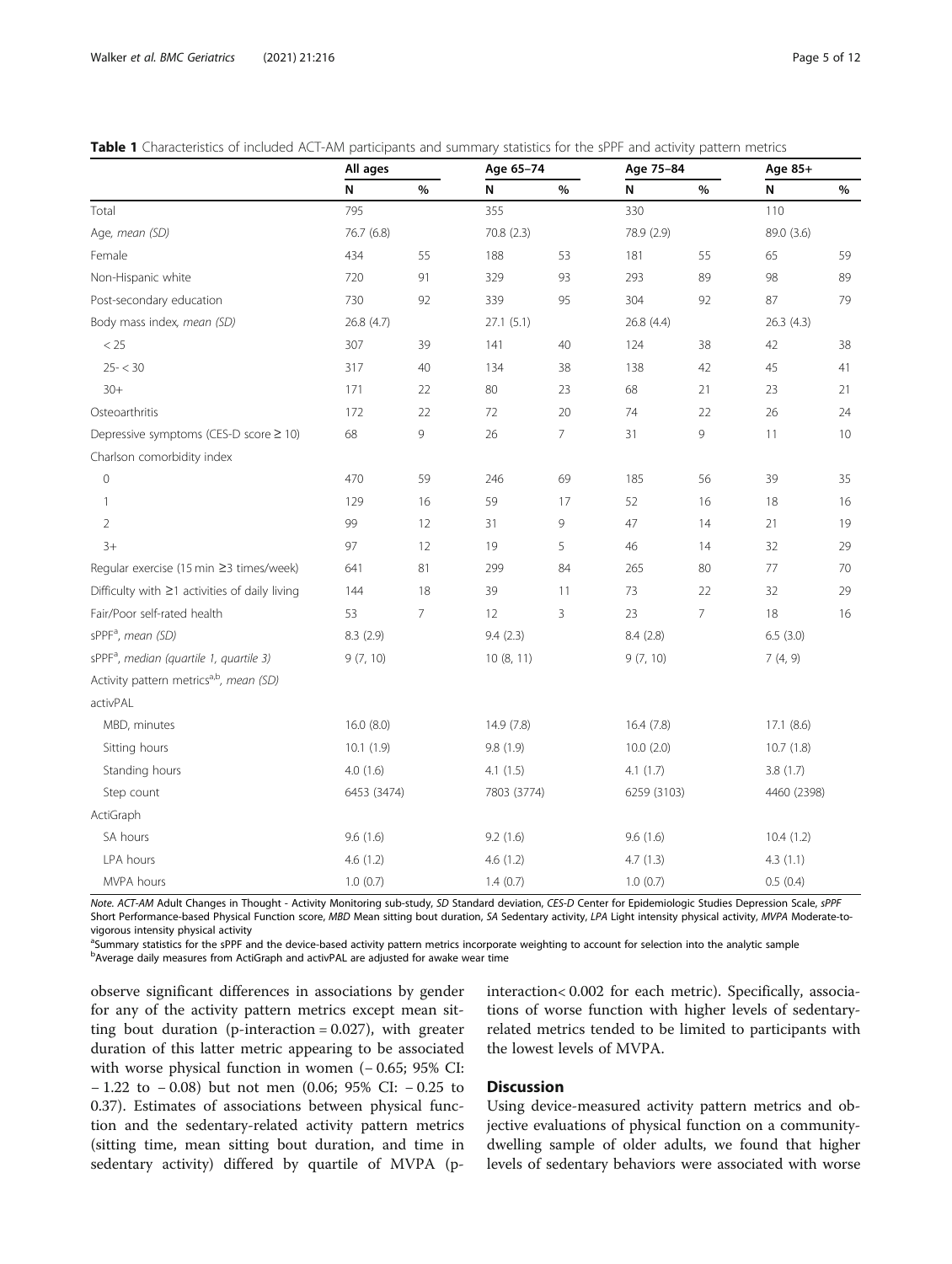**Table 1** Characteristics of included ACT-AM participants and summary statistics for the sPPF and activity pattern metrics

| | All ages | | Age 65–74 | | Age 75–84 | | Age 85+ | |
|---|---|---|---|---|---|---|---|---|
| | N | % | N | % | N | % | N | % |
| Total | 795 | | 355 | | 330 | | 110 | |
| Age, *mean (SD)* | 76.7 (6.8) | | 70.8 (2.3) | | 78.9 (2.9) | | 89.0 (3.6) | |
| Female | 434 | 55 | 188 | 53 | 181 | 55 | 65 | 59 |
| Non-Hispanic white | 720 | 91 | 329 | 93 | 293 | 89 | 98 | 89 |
| Post-secondary education | 730 | 92 | 339 | 95 | 304 | 92 | 87 | 79 |
| Body mass index, *mean (SD)* | 26.8 (4.7) | | 27.1 (5.1) | | 26.8 (4.4) | | 26.3 (4.3) | |
| < 25 | 307 | 39 | 141 | 40 | 124 | 38 | 42 | 38 |
| 25- < 30 | 317 | 40 | 134 | 38 | 138 | 42 | 45 | 41 |
| 30+ | 171 | 22 | 80 | 23 | 68 | 21 | 23 | 21 |
| Osteoarthritis | 172 | 22 | 72 | 20 | 74 | 22 | 26 | 24 |
| Depressive symptoms (CES-D score ≥ 10) | 68 | 9 | 26 | 7 | 31 | 9 | 11 | 10 |
| Charlson comorbidity index | | | | | | | | |
| 0 | 470 | 59 | 246 | 69 | 185 | 56 | 39 | 35 |
| 1 | 129 | 16 | 59 | 17 | 52 | 16 | 18 | 16 |
| 2 | 99 | 12 | 31 | 9 | 47 | 14 | 21 | 19 |
| 3+ | 97 | 12 | 19 | 5 | 46 | 14 | 32 | 29 |
| Regular exercise (15 min ≥3 times/week) | 641 | 81 | 299 | 84 | 265 | 80 | 77 | 70 |
| Difficulty with ≥1 activities of daily living | 144 | 18 | 39 | 11 | 73 | 22 | 32 | 29 |
| Fair/Poor self-rated health | 53 | 7 | 12 | 3 | 23 | 7 | 18 | 16 |
| sPPF[a], *mean (SD)* | 8.3 (2.9) | | 9.4 (2.3) | | 8.4 (2.8) | | 6.5 (3.0) | |
| sPPF[a], *median (quartile 1, quartile 3)* | 9 (7, 10) | | 10 (8, 11) | | 9 (7, 10) | | 7 (4, 9) | |
| Activity pattern metrics[a,b], *mean (SD)* | | | | | | | | |
| activPAL | | | | | | | | |
| MBD, minutes | 16.0 (8.0) | | 14.9 (7.8) | | 16.4 (7.8) | | 17.1 (8.6) | |
| Sitting hours | 10.1 (1.9) | | 9.8 (1.9) | | 10.0 (2.0) | | 10.7 (1.8) | |
| Standing hours | 4.0 (1.6) | | 4.1 (1.5) | | 4.1 (1.7) | | 3.8 (1.7) | |
| Step count | 6453 (3474) | | 7803 (3774) | | 6259 (3103) | | 4460 (2398) | |
| ActiGraph | | | | | | | | |
| SA hours | 9.6 (1.6) | | 9.2 (1.6) | | 9.6 (1.6) | | 10.4 (1.2) | |
| LPA hours | 4.6 (1.2) | | 4.6 (1.2) | | 4.7 (1.3) | | 4.3 (1.1) | |
| MVPA hours | 1.0 (0.7) | | 1.4 (0.7) | | 1.0 (0.7) | | 0.5 (0.4) | |

*Note. ACT-AM* Adult Changes in Thought - Activity Monitoring sub-study, *SD* Standard deviation, *CES-D* Center for Epidemiologic Studies Depression Scale, *sPPF* Short Performance-based Physical Function score, *MBD* Mean sitting bout duration, *SA* Sedentary activity, *LPA* Light intensity physical activity, *MVPA* Moderate-to-vigorous intensity physical activity

[a]Summary statistics for the sPPF and the device-based activity pattern metrics incorporate weighting to account for selection into the analytic sample

[b]Average daily measures from ActiGraph and activPAL are adjusted for awake wear time

observe significant differences in associations by gender for any of the activity pattern metrics except mean sitting bout duration (p-interaction = 0.027), with greater duration of this latter metric appearing to be associated with worse physical function in women (− 0.65; 95% CI: − 1.22 to − 0.08) but not men (0.06; 95% CI: − 0.25 to 0.37). Estimates of associations between physical function and the sedentary-related activity pattern metrics (sitting time, mean sitting bout duration, and time in sedentary activity) differed by quartile of MVPA (p-interaction< 0.002 for each metric). Specifically, associations of worse function with higher levels of sedentary-related metrics tended to be limited to participants with the lowest levels of MVPA.

## Discussion

Using device-measured activity pattern metrics and objective evaluations of physical function on a community-dwelling sample of older adults, we found that higher levels of sedentary behaviors were associated with worse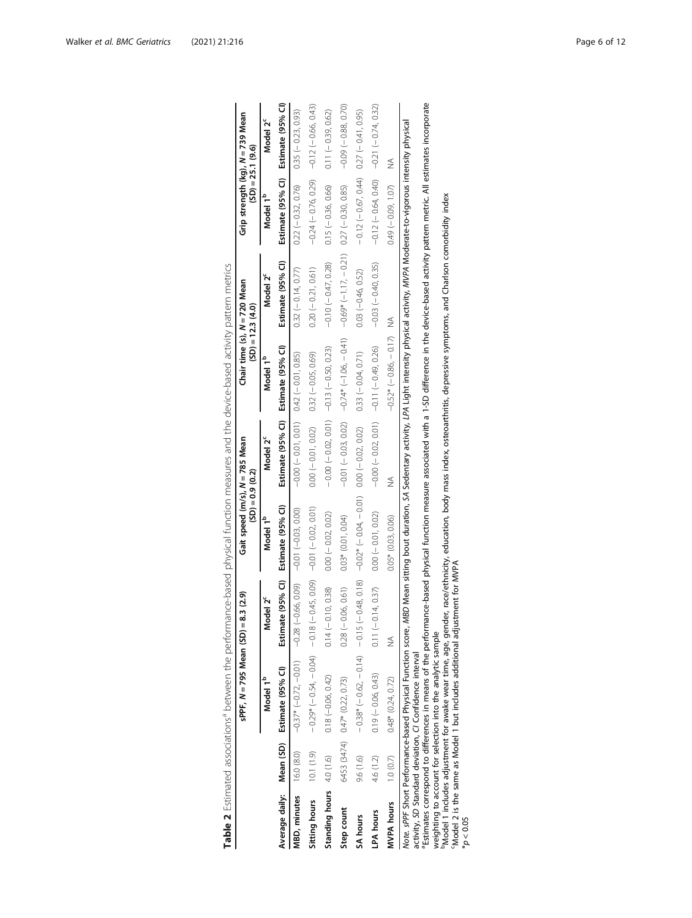**Table 2** Estimated associations[a] between the performance-based physical function measures and the device-based activity pattern metrics

| | | sPPF, $N = 795$ Mean (SD) = 8.3 (2.9) | | Gait speed (m/s), $N = 785$ Mean (SD) = 0.9 (0.2) | | Chair time (s), $N = 720$ Mean (SD) = 12.3 (4.0) | | Grip strength (kg), $N = 739$ Mean (SD) = 25.1 (9.6) | |
|---|---|---|---|---|---|---|---|---|---|
| | | Model 1[b] | Model 2[c] | Model 1[b] | Model 2[c] | Model 1[b] | Model 2[c] | Model 1[b] | Model 2[c] |
| **Average daily:** | **Mean (SD)** | **Estimate (95% CI)** | **Estimate (95% CI)** | **Estimate (95% CI)** | **Estimate (95% CI)** | **Estimate (95% CI)** | **Estimate (95% CI)** | **Estimate (95% CI)** | **Estimate (95% CI)** |
| **MBD, minutes** | 16.0 (8.0) | −0.37* (−0.72, −0.01) | −0.28 (−0.66, 0.09) | −0.01 (−0.03, 0.00) | −0.00 (−0.01, 0.01) | 0.42 (−0.01, 0.85) | 0.32 (−0.14, 0.77) | 0.22 (−0.32, 0.76) | 0.35 (−0.23, 0.93) |
| **Sitting hours** | 10.1 (1.9) | −0.29* (−0.54, −0.04) | −0.18 (−0.45, 0.09) | −0.01 (−0.02, 0.01) | 0.00 (−0.01, 0.02) | 0.32 (−0.05, 0.69) | 0.20 (−0.21, 0.61) | −0.24 (−0.76, 0.29) | −0.12 (−0.66, 0.43) |
| **Standing hours** | 4.0 (1.6) | 0.18 (−0.06, 0.42) | 0.14 (−0.10, 0.38) | 0.00 (−0.02, 0.02) | −0.00 (−0.02, 0.01) | −0.13 (−0.50, 0.23) | −0.10 (−0.47, 0.28) | 0.15 (−0.36, 0.66) | 0.11 (−0.39, 0.62) |
| **Step count** | 6453 (3474) | 0.47* (0.22, 0.73) | 0.28 (−0.06, 0.61) | 0.03* (0.01, 0.04) | −0.01 (−0.03, 0.02) | −0.74* (−1.06, −0.41) | −0.69* (−1.17, −0.21) | 0.27 (−0.30, 0.85) | −0.09 (−0.88, 0.70) |
| **SA hours** | 9.6 (1.6) | −0.38* (−0.62, −0.14) | −0.15 (−0.48, 0.18) | −0.02* (−0.04, −0.01) | 0.00 (−0.02, 0.02) | 0.33 (−0.04, 0.71) | 0.03 (−0.46, 0.52) | −0.12 (−0.67, 0.44) | 0.27 (−0.41, 0.95) |
| **LPA hours** | 4.6 (1.2) | 0.19 (−0.06, 0.43) | 0.11 (−0.14, 0.37) | 0.00 (−0.01, 0.02) | −0.00 (−0.02, 0.01) | −0.11 (−0.49, 0.26) | −0.03 (−0.40, 0.35) | −0.12 (−0.64, 0.40) | −0.21 (−0.74, 0.32) |
| **MVPA hours** | 1.0 (0.7) | 0.48* (0.24, 0.72) | NA | 0.05* (0.03, 0.06) | NA | −0.52* (−0.86, −0.17) | NA | 0.49 (−0.09, 1.07) | NA |

*Note.* *sPPF* Short Performance-based Physical Function score, *MBD* Mean sitting bout duration, *SA* Sedentary activity, *LPA* Light intensity physical activity, *MVPA* Moderate-to-vigorous intensity physical activity, *SD* Standard deviation, *CI* Confidence interval

[a]Estimates correspond to differences in means of the performance-based physical function measure associated with a 1-SD difference in the device-based activity pattern metric. All estimates incorporate weighting to account for selection into the analytic sample

[b]Model 1 includes adjustment for awake wear time, age, gender, race/ethnicity, education, body mass index, osteoarthritis, depressive symptoms, and Charlson comorbidity index

[c]Model 2 is the same as Model 1 but includes additional adjustment for MVPA

*$p < 0.05$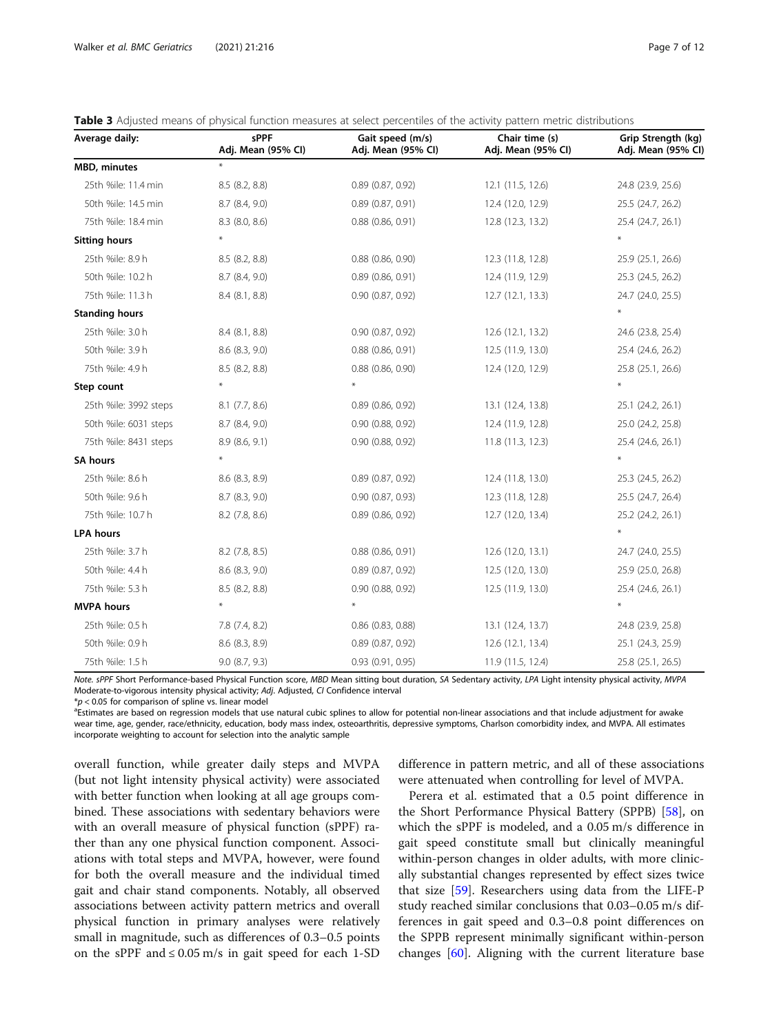**Table 3** Adjusted means of physical function measures at select percentiles of the activity pattern metric distributions

| Average daily: | sPPF Adj. Mean (95% CI) | Gait speed (m/s) Adj. Mean (95% CI) | Chair time (s) Adj. Mean (95% CI) | Grip Strength (kg) Adj. Mean (95% CI) |
|---|---|---|---|---|
| **MBD, minutes** | * | | | |
| 25th %ile: 11.4 min | 8.5 (8.2, 8.8) | 0.89 (0.87, 0.92) | 12.1 (11.5, 12.6) | 24.8 (23.9, 25.6) |
| 50th %ile: 14.5 min | 8.7 (8.4, 9.0) | 0.89 (0.87, 0.91) | 12.4 (12.0, 12.9) | 25.5 (24.7, 26.2) |
| 75th %ile: 18.4 min | 8.3 (8.0, 8.6) | 0.88 (0.86, 0.91) | 12.8 (12.3, 13.2) | 25.4 (24.7, 26.1) |
| **Sitting hours** | * | | | * |
| 25th %ile: 8.9 h | 8.5 (8.2, 8.8) | 0.88 (0.86, 0.90) | 12.3 (11.8, 12.8) | 25.9 (25.1, 26.6) |
| 50th %ile: 10.2 h | 8.7 (8.4, 9.0) | 0.89 (0.86, 0.91) | 12.4 (11.9, 12.9) | 25.3 (24.5, 26.2) |
| 75th %ile: 11.3 h | 8.4 (8.1, 8.8) | 0.90 (0.87, 0.92) | 12.7 (12.1, 13.3) | 24.7 (24.0, 25.5) |
| **Standing hours** | | | | * |
| 25th %ile: 3.0 h | 8.4 (8.1, 8.8) | 0.90 (0.87, 0.92) | 12.6 (12.1, 13.2) | 24.6 (23.8, 25.4) |
| 50th %ile: 3.9 h | 8.6 (8.3, 9.0) | 0.88 (0.86, 0.91) | 12.5 (11.9, 13.0) | 25.4 (24.6, 26.2) |
| 75th %ile: 4.9 h | 8.5 (8.2, 8.8) | 0.88 (0.86, 0.90) | 12.4 (12.0, 12.9) | 25.8 (25.1, 26.6) |
| **Step count** | * | * | | * |
| 25th %ile: 3992 steps | 8.1 (7.7, 8.6) | 0.89 (0.86, 0.92) | 13.1 (12.4, 13.8) | 25.1 (24.2, 26.1) |
| 50th %ile: 6031 steps | 8.7 (8.4, 9.0) | 0.90 (0.88, 0.92) | 12.4 (11.9, 12.8) | 25.0 (24.2, 25.8) |
| 75th %ile: 8431 steps | 8.9 (8.6, 9.1) | 0.90 (0.88, 0.92) | 11.8 (11.3, 12.3) | 25.4 (24.6, 26.1) |
| **SA hours** | * | | | * |
| 25th %ile: 8.6 h | 8.6 (8.3, 8.9) | 0.89 (0.87, 0.92) | 12.4 (11.8, 13.0) | 25.3 (24.5, 26.2) |
| 50th %ile: 9.6 h | 8.7 (8.3, 9.0) | 0.90 (0.87, 0.93) | 12.3 (11.8, 12.8) | 25.5 (24.7, 26.4) |
| 75th %ile: 10.7 h | 8.2 (7.8, 8.6) | 0.89 (0.86, 0.92) | 12.7 (12.0, 13.4) | 25.2 (24.2, 26.1) |
| **LPA hours** | | | | * |
| 25th %ile: 3.7 h | 8.2 (7.8, 8.5) | 0.88 (0.86, 0.91) | 12.6 (12.0, 13.1) | 24.7 (24.0, 25.5) |
| 50th %ile: 4.4 h | 8.6 (8.3, 9.0) | 0.89 (0.87, 0.92) | 12.5 (12.0, 13.0) | 25.9 (25.0, 26.8) |
| 75th %ile: 5.3 h | 8.5 (8.2, 8.8) | 0.90 (0.88, 0.92) | 12.5 (11.9, 13.0) | 25.4 (24.6, 26.1) |
| **MVPA hours** | * | * | | * |
| 25th %ile: 0.5 h | 7.8 (7.4, 8.2) | 0.86 (0.83, 0.88) | 13.1 (12.4, 13.7) | 24.8 (23.9, 25.8) |
| 50th %ile: 0.9 h | 8.6 (8.3, 8.9) | 0.89 (0.87, 0.92) | 12.6 (12.1, 13.4) | 25.1 (24.3, 25.9) |
| 75th %ile: 1.5 h | 9.0 (8.7, 9.3) | 0.93 (0.91, 0.95) | 11.9 (11.5, 12.4) | 25.8 (25.1, 26.5) |

*Note. sPPF* Short Performance-based Physical Function score, *MBD* Mean sitting bout duration, *SA* Sedentary activity, *LPA* Light intensity physical activity, *MVPA* Moderate-to-vigorous intensity physical activity; *Adj.* Adjusted, *CI* Confidence interval

*$p < 0.05$ for comparison of spline vs. linear model

[a]Estimates are based on regression models that use natural cubic splines to allow for potential non-linear associations and that include adjustment for awake wear time, age, gender, race/ethnicity, education, body mass index, osteoarthritis, depressive symptoms, Charlson comorbidity index, and MVPA. All estimates incorporate weighting to account for selection into the analytic sample

overall function, while greater daily steps and MVPA (but not light intensity physical activity) were associated with better function when looking at all age groups combined. These associations with sedentary behaviors were with an overall measure of physical function (sPPF) rather than any one physical function component. Associations with total steps and MVPA, however, were found for both the overall measure and the individual timed gait and chair stand components. Notably, all observed associations between activity pattern metrics and overall physical function in primary analyses were relatively small in magnitude, such as differences of 0.3–0.5 points on the sPPF and ≤ 0.05 m/s in gait speed for each 1-SD difference in pattern metric, and all of these associations were attenuated when controlling for level of MVPA.

Perera et al. estimated that a 0.5 point difference in the Short Performance Physical Battery (SPPB) [58], on which the sPPF is modeled, and a 0.05 m/s difference in gait speed constitute small but clinically meaningful within-person changes in older adults, with more clinically substantial changes represented by effect sizes twice that size [59]. Researchers using data from the LIFE-P study reached similar conclusions that 0.03–0.05 m/s differences in gait speed and 0.3–0.8 point differences on the SPPB represent minimally significant within-person changes [60]. Aligning with the current literature base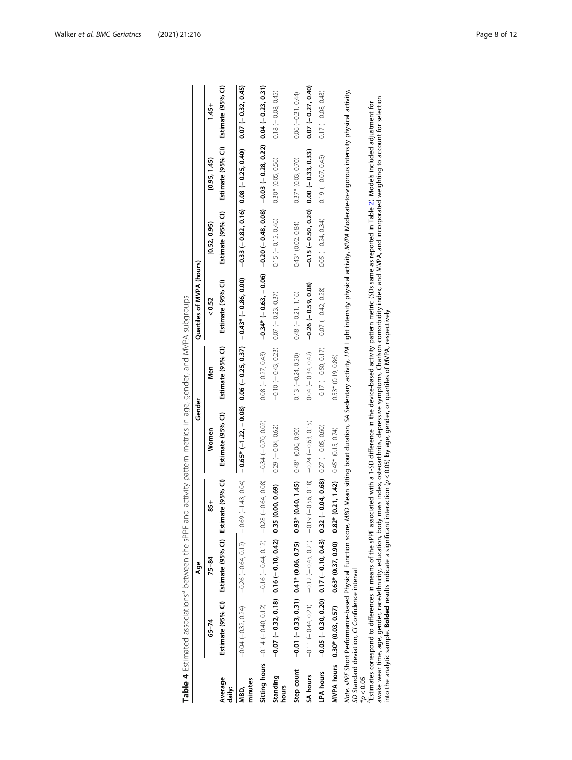**Table 4** Estimated associations[a] between the sPPF and activity pattern metrics in age, gender, and MVPA subgroups

| | Age | | | Gender | | Quartiles of MVPA (hours) | | | |
|---|---|---|---|---|---|---|---|---|---|
| | 65–74 | 75–84 | 85+ | Women | Men | < 0.52 | [0.52, 0.95) | [0.95, 1.45) | 1.45+ |
| **Average daily:** | Estimate (95% CI) | Estimate (95% CI) | Estimate (95% CI) | Estimate (95% CI) | Estimate (95% CI) | Estimate (95% CI) | Estimate (95% CI) | Estimate (95% CI) | Estimate (95% CI) |
| MBD, minutes | −0.04 (−0.32, 0.24) | −0.26 (−0.64, 0.12) | −0.69 (−1.43, 0.04) | **−0.65* (−1.22, −0.08)** | **0.06 (−0.25, 0.37)** | **−0.43* (−0.86, 0.00)** | **−0.33 (−0.82, 0.16)** | **0.08 (−0.25, 0.40)** | **0.07 (−0.32, 0.45)** |
| Sitting hours | −0.14 (−0.40, 0.12) | −0.16 (−0.44, 0.12) | −0.28 (−0.64, 0.08) | −0.34 (−0.70, 0.02) | 0.08 (−0.27, 0.43) | **−0.34* (−0.63, −0.06)** | **−0.20 (−0.48, 0.08)** | **−0.03 (−0.28, 0.22)** | **0.04 (−0.23, 0.31)** |
| Standing hours | **−0.07 (−0.32, 0.18)** | **0.16 (−0.10, 0.42)** | **0.35 (0.00, 0.69)** | 0.29 (−0.04, 0.62) | −0.10 (−0.43, 0.23) | 0.07 (−0.23, 0.37) | 0.15 (−0.15, 0.46) | 0.30* (0.05, 0.56) | 0.18 (−0.08, 0.45) |
| Step count | **−0.01 (−0.33, 0.31)** | **0.41* (0.06, 0.75)** | **0.93* (0.40, 1.45)** | 0.48* (0.06, 0.90) | 0.13 (−0.24, 0.50) | 0.48 (−0.21, 1.16) | 0.43* (0.02, 0.84) | 0.37* (0.03, 0.70) | 0.06 (−0.31, 0.44) |
| SA hours | −0.11 (−0.44, 0.21) | −0.12 (−0.45, 0.21) | −0.19 (−0.56, 0.18) | −0.24 (−0.63, 0.15) | 0.04 (−0.34, 0.42) | **−0.26 (−0.59, 0.08)** | **−0.15 (−0.50, 0.20)** | **0.00 (−0.33, 0.33)** | **0.07 (−0.27, 0.40)** |
| LPA hours | **−0.05 (−0.30, 0.20)** | **0.17 (−0.10, 0.43)** | **0.32 (−0.04, 0.68)** | 0.27 (−0.05, 0.60) | −0.17 (−0.50, 0.17) | −0.07 (−0.42, 0.28) | 0.05 (−0.24, 0.34) | 0.19 (−0.07, 0.45) | 0.17 (−0.08, 0.43) |
| MVPA hours | **0.30* (0.03, 0.57)** | **0.63* (0.37, 0.90)** | **0.82* (0.21, 1.42)** | 0.45* (0.15, 0.74) | 0.53* (0.19, 0.86) | | | | |

*Note. sPPF* Short Performance-based Physical Function score, *MBD* Mean sitting bout duration, *SA* Sedentary activity, *LPA* Light intensity physical activity, *MVPA* Moderate-to-vigorous intensity physical activity, *SD* Standard deviation, *CI* Confidence interval

*$p < 0.05$

[a]Estimates correspond to differences in means of the sPPF associated with a 1-SD difference in the device-based activity pattern metric (SDs same as reported in Table 2). Models included adjustment for awake wear time, age, gender, race/ethnicity, education, body mass index, osteoarthritis, depressive symptoms, Charlson comorbidity index, and MVPA, and incorporated weighting to account for selection into the analytic sample. **Bolded** results indicate a significant interaction ($p < 0.05$) by age, gender, or quartiles of MVPA, respectively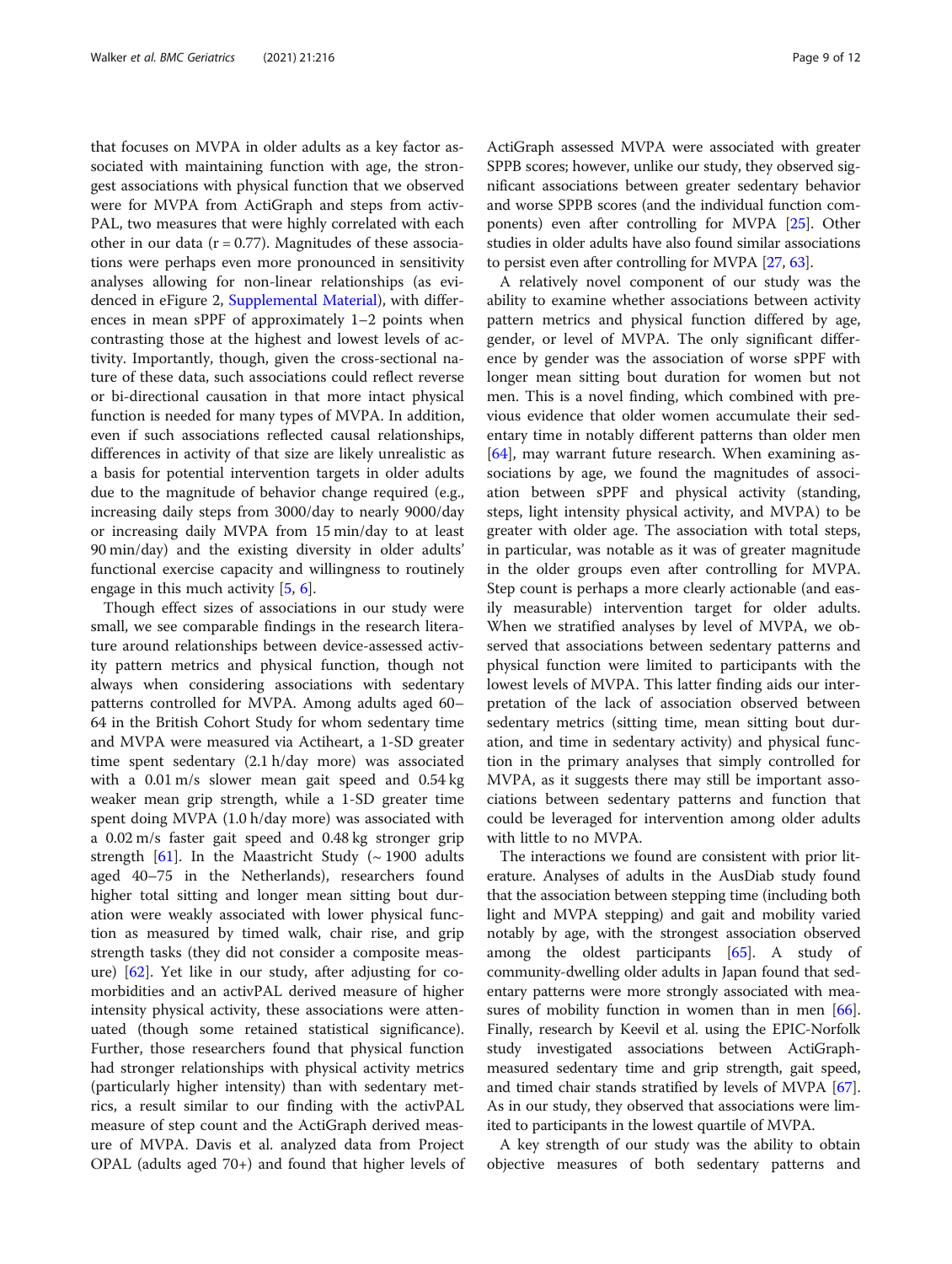that focuses on MVPA in older adults as a key factor associated with maintaining function with age, the strongest associations with physical function that we observed were for MVPA from ActiGraph and steps from activPAL, two measures that were highly correlated with each other in our data ($r = 0.77$). Magnitudes of these associations were perhaps even more pronounced in sensitivity analyses allowing for non-linear relationships (as evidenced in eFigure 2, Supplemental Material), with differences in mean sPPF of approximately 1–2 points when contrasting those at the highest and lowest levels of activity. Importantly, though, given the cross-sectional nature of these data, such associations could reflect reverse or bi-directional causation in that more intact physical function is needed for many types of MVPA. In addition, even if such associations reflected causal relationships, differences in activity of that size are likely unrealistic as a basis for potential intervention targets in older adults due to the magnitude of behavior change required (e.g., increasing daily steps from 3000/day to nearly 9000/day or increasing daily MVPA from 15 min/day to at least 90 min/day) and the existing diversity in older adults' functional exercise capacity and willingness to routinely engage in this much activity [5, 6].

Though effect sizes of associations in our study were small, we see comparable findings in the research literature around relationships between device-assessed activity pattern metrics and physical function, though not always when considering associations with sedentary patterns controlled for MVPA. Among adults aged 60–64 in the British Cohort Study for whom sedentary time and MVPA were measured via Actiheart, a 1-SD greater time spent sedentary (2.1 h/day more) was associated with a 0.01 m/s slower mean gait speed and 0.54 kg weaker mean grip strength, while a 1-SD greater time spent doing MVPA (1.0 h/day more) was associated with a 0.02 m/s faster gait speed and 0.48 kg stronger grip strength [61]. In the Maastricht Study (~ 1900 adults aged 40–75 in the Netherlands), researchers found higher total sitting and longer mean sitting bout duration were weakly associated with lower physical function as measured by timed walk, chair rise, and grip strength tasks (they did not consider a composite measure) [62]. Yet like in our study, after adjusting for comorbidities and an activPAL derived measure of higher intensity physical activity, these associations were attenuated (though some retained statistical significance). Further, those researchers found that physical function had stronger relationships with physical activity metrics (particularly higher intensity) than with sedentary metrics, a result similar to our finding with the activPAL measure of step count and the ActiGraph derived measure of MVPA. Davis et al. analyzed data from Project OPAL (adults aged 70+) and found that higher levels of ActiGraph assessed MVPA were associated with greater SPPB scores; however, unlike our study, they observed significant associations between greater sedentary behavior and worse SPPB scores (and the individual function components) even after controlling for MVPA [25]. Other studies in older adults have also found similar associations to persist even after controlling for MVPA [27, 63].

A relatively novel component of our study was the ability to examine whether associations between activity pattern metrics and physical function differed by age, gender, or level of MVPA. The only significant difference by gender was the association of worse sPPF with longer mean sitting bout duration for women but not men. This is a novel finding, which combined with previous evidence that older women accumulate their sedentary time in notably different patterns than older men [64], may warrant future research. When examining associations by age, we found the magnitudes of association between sPPF and physical activity (standing, steps, light intensity physical activity, and MVPA) to be greater with older age. The association with total steps, in particular, was notable as it was of greater magnitude in the older groups even after controlling for MVPA. Step count is perhaps a more clearly actionable (and easily measurable) intervention target for older adults. When we stratified analyses by level of MVPA, we observed that associations between sedentary patterns and physical function were limited to participants with the lowest levels of MVPA. This latter finding aids our interpretation of the lack of association observed between sedentary metrics (sitting time, mean sitting bout duration, and time in sedentary activity) and physical function in the primary analyses that simply controlled for MVPA, as it suggests there may still be important associations between sedentary patterns and function that could be leveraged for intervention among older adults with little to no MVPA.

The interactions we found are consistent with prior literature. Analyses of adults in the AusDiab study found that the association between stepping time (including both light and MVPA stepping) and gait and mobility varied notably by age, with the strongest association observed among the oldest participants [65]. A study of community-dwelling older adults in Japan found that sedentary patterns were more strongly associated with measures of mobility function in women than in men [66]. Finally, research by Keevil et al. using the EPIC-Norfolk study investigated associations between ActiGraph-measured sedentary time and grip strength, gait speed, and timed chair stands stratified by levels of MVPA [67]. As in our study, they observed that associations were limited to participants in the lowest quartile of MVPA.

A key strength of our study was the ability to obtain objective measures of both sedentary patterns and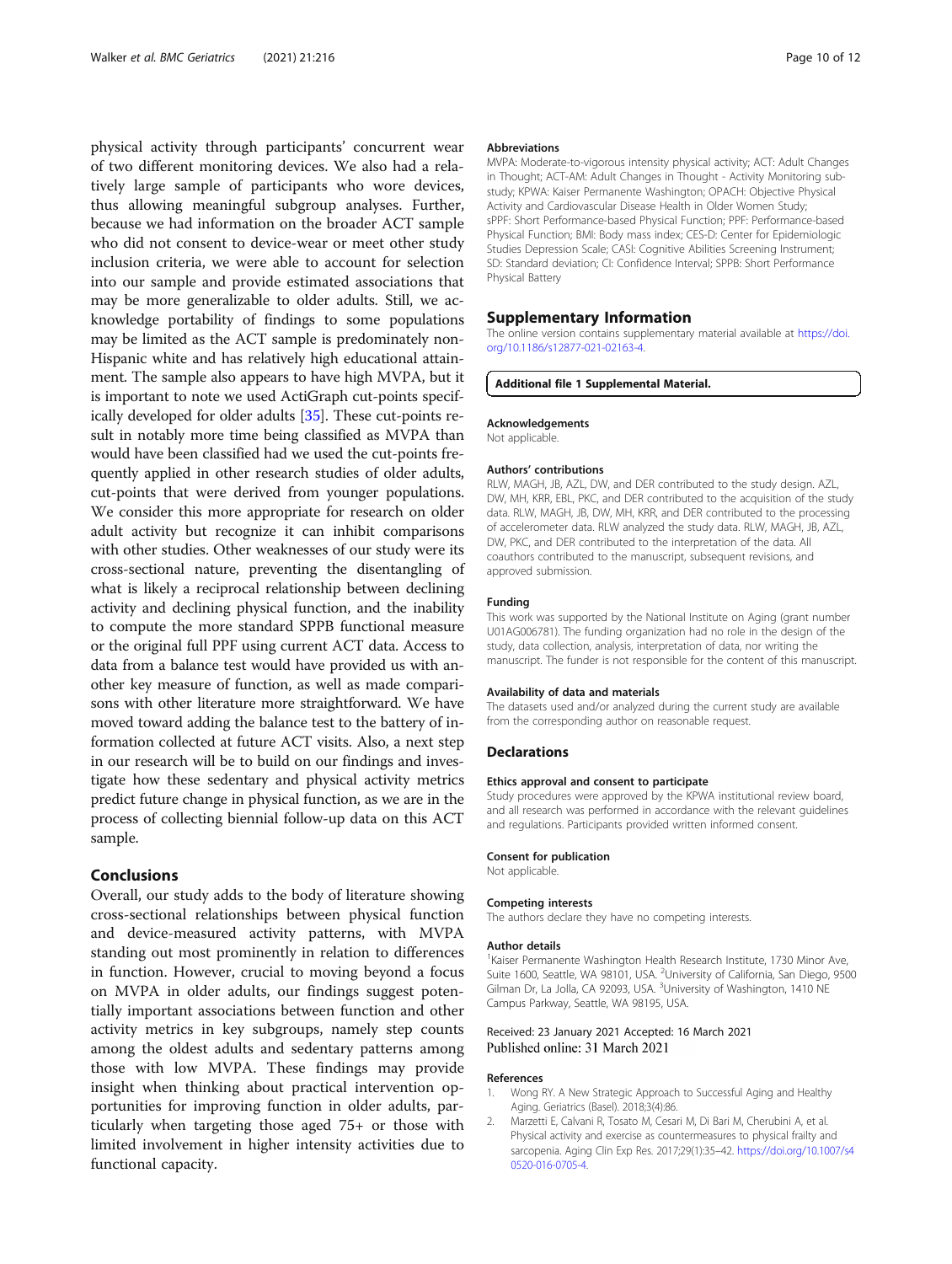physical activity through participants' concurrent wear of two different monitoring devices. We also had a relatively large sample of participants who wore devices, thus allowing meaningful subgroup analyses. Further, because we had information on the broader ACT sample who did not consent to device-wear or meet other study inclusion criteria, we were able to account for selection into our sample and provide estimated associations that may be more generalizable to older adults. Still, we acknowledge portability of findings to some populations may be limited as the ACT sample is predominately non-Hispanic white and has relatively high educational attainment. The sample also appears to have high MVPA, but it is important to note we used ActiGraph cut-points specifically developed for older adults [35]. These cut-points result in notably more time being classified as MVPA than would have been classified had we used the cut-points frequently applied in other research studies of older adults, cut-points that were derived from younger populations. We consider this more appropriate for research on older adult activity but recognize it can inhibit comparisons with other studies. Other weaknesses of our study were its cross-sectional nature, preventing the disentangling of what is likely a reciprocal relationship between declining activity and declining physical function, and the inability to compute the more standard SPPB functional measure or the original full PPF using current ACT data. Access to data from a balance test would have provided us with another key measure of function, as well as made comparisons with other literature more straightforward. We have moved toward adding the balance test to the battery of information collected at future ACT visits. Also, a next step in our research will be to build on our findings and investigate how these sedentary and physical activity metrics predict future change in physical function, as we are in the process of collecting biennial follow-up data on this ACT sample.

## Conclusions

Overall, our study adds to the body of literature showing cross-sectional relationships between physical function and device-measured activity patterns, with MVPA standing out most prominently in relation to differences in function. However, crucial to moving beyond a focus on MVPA in older adults, our findings suggest potentially important associations between function and other activity metrics in key subgroups, namely step counts among the oldest adults and sedentary patterns among those with low MVPA. These findings may provide insight when thinking about practical intervention opportunities for improving function in older adults, particularly when targeting those aged 75+ or those with limited involvement in higher intensity activities due to functional capacity.

### Abbreviations

MVPA: Moderate-to-vigorous intensity physical activity; ACT: Adult Changes in Thought; ACT-AM: Adult Changes in Thought - Activity Monitoring substudy; KPWA: Kaiser Permanente Washington; OPACH: Objective Physical Activity and Cardiovascular Disease Health in Older Women Study; sPPF: Short Performance-based Physical Function; PPF: Performance-based Physical Function; BMI: Body mass index; CES-D: Center for Epidemiologic Studies Depression Scale; CASI: Cognitive Abilities Screening Instrument; SD: Standard deviation; CI: Confidence Interval; SPPB: Short Performance Physical Battery

## Supplementary Information

The online version contains supplementary material available at https://doi.org/10.1186/s12877-021-02163-4.

**Additional file 1 Supplemental Material.**

### Acknowledgements

Not applicable.

### Authors' contributions

RLW, MAGH, JB, AZL, DW, and DER contributed to the study design. AZL, DW, MH, KRR, EBL, PKC, and DER contributed to the acquisition of the study data. RLW, MAGH, JB, DW, MH, KRR, and DER contributed to the processing of accelerometer data. RLW analyzed the study data. RLW, MAGH, JB, AZL, DW, PKC, and DER contributed to the interpretation of the data. All coauthors contributed to the manuscript, subsequent revisions, and approved submission.

### Funding

This work was supported by the National Institute on Aging (grant number U01AG006781). The funding organization had no role in the design of the study, data collection, analysis, interpretation of data, nor writing the manuscript. The funder is not responsible for the content of this manuscript.

### Availability of data and materials

The datasets used and/or analyzed during the current study are available from the corresponding author on reasonable request.

## Declarations

### Ethics approval and consent to participate

Study procedures were approved by the KPWA institutional review board, and all research was performed in accordance with the relevant guidelines and regulations. Participants provided written informed consent.

### Consent for publication

Not applicable.

### Competing interests

The authors declare they have no competing interests.

### Author details

[1]Kaiser Permanente Washington Health Research Institute, 1730 Minor Ave, Suite 1600, Seattle, WA 98101, USA. [2]University of California, San Diego, 9500 Gilman Dr, La Jolla, CA 92093, USA. [3]University of Washington, 1410 NE Campus Parkway, Seattle, WA 98195, USA.

Received: 23 January 2021 Accepted: 16 March 2021
Published online: 31 March 2021

### References

1. Wong RY. A New Strategic Approach to Successful Aging and Healthy Aging. Geriatrics (Basel). 2018;3(4):86.
2. Marzetti E, Calvani R, Tosato M, Cesari M, Di Bari M, Cherubini A, et al. Physical activity and exercise as countermeasures to physical frailty and sarcopenia. Aging Clin Exp Res. 2017;29(1):35–42. https://doi.org/10.1007/s40520-016-0705-4.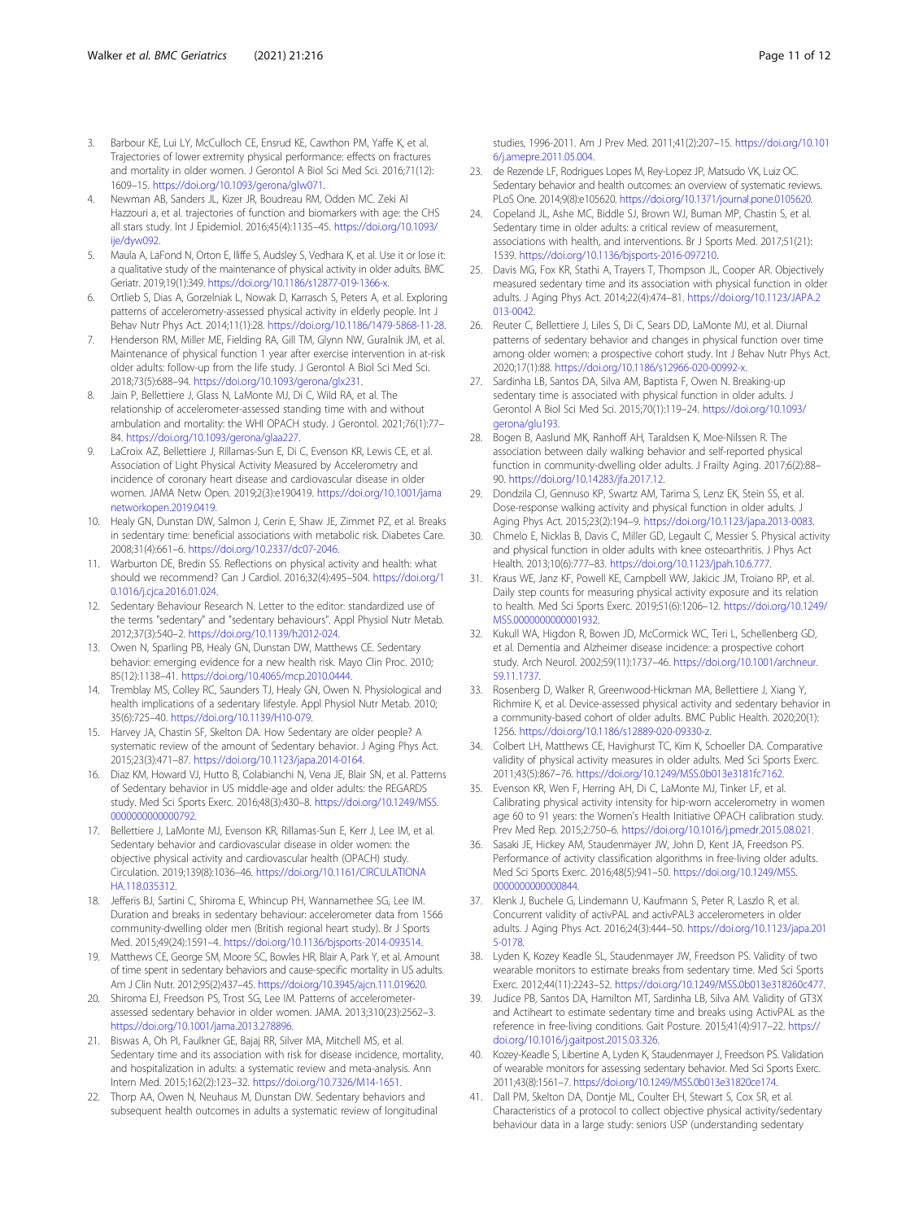3. Barbour KE, Lui LY, McCulloch CE, Ensrud KE, Cawthon PM, Yaffe K, et al. Trajectories of lower extremity physical performance: effects on fractures and mortality in older women. J Gerontol A Biol Sci Med Sci. 2016;71(12):1609–15. https://doi.org/10.1093/gerona/glw071.
4. Newman AB, Sanders JL, Kizer JR, Boudreau RM, Odden MC. Zeki Al Hazzouri a, et al. trajectories of function and biomarkers with age: the CHS all stars study. Int J Epidemiol. 2016;45(4):1135–45. https://doi.org/10.1093/ije/dyw092.
5. Maula A, LaFond N, Orton E, Iliffe S, Audsley S, Vedhara K, et al. Use it or lose it: a qualitative study of the maintenance of physical activity in older adults. BMC Geriatr. 2019;19(1):349. https://doi.org/10.1186/s12877-019-1366-x.
6. Ortlieb S, Dias A, Gorzelniak L, Nowak D, Karrasch S, Peters A, et al. Exploring patterns of accelerometry-assessed physical activity in elderly people. Int J Behav Nutr Phys Act. 2014;11(1):28. https://doi.org/10.1186/1479-5868-11-28.
7. Henderson RM, Miller ME, Fielding RA, Gill TM, Glynn NW, Guralnik JM, et al. Maintenance of physical function 1 year after exercise intervention in at-risk older adults: follow-up from the life study. J Gerontol A Biol Sci Med Sci. 2018;73(5):688–94. https://doi.org/10.1093/gerona/glx231.
8. Jain P, Bellettiere J, Glass N, LaMonte MJ, Di C, Wild RA, et al. The relationship of accelerometer-assessed standing time with and without ambulation and mortality: the WHI OPACH study. J Gerontol. 2021;76(1):77–84. https://doi.org/10.1093/gerona/glaa227.
9. LaCroix AZ, Bellettiere J, Rillamas-Sun E, Di C, Evenson KR, Lewis CE, et al. Association of Light Physical Activity Measured by Accelerometry and incidence of coronary heart disease and cardiovascular disease in older women. JAMA Netw Open. 2019;2(3):e190419. https://doi.org/10.1001/jamanetworkopen.2019.0419.
10. Healy GN, Dunstan DW, Salmon J, Cerin E, Shaw JE, Zimmet PZ, et al. Breaks in sedentary time: beneficial associations with metabolic risk. Diabetes Care. 2008;31(4):661–6. https://doi.org/10.2337/dc07-2046.
11. Warburton DE, Bredin SS. Reflections on physical activity and health: what should we recommend? Can J Cardiol. 2016;32(4):495–504. https://doi.org/10.1016/j.cjca.2016.01.024.
12. Sedentary Behaviour Research N. Letter to the editor: standardized use of the terms "sedentary" and "sedentary behaviours". Appl Physiol Nutr Metab. 2012;37(3):540–2. https://doi.org/10.1139/h2012-024.
13. Owen N, Sparling PB, Healy GN, Dunstan DW, Matthews CE. Sedentary behavior: emerging evidence for a new health risk. Mayo Clin Proc. 2010;85(12):1138–41. https://doi.org/10.4065/mcp.2010.0444.
14. Tremblay MS, Colley RC, Saunders TJ, Healy GN, Owen N. Physiological and health implications of a sedentary lifestyle. Appl Physiol Nutr Metab. 2010;35(6):725–40. https://doi.org/10.1139/H10-079.
15. Harvey JA, Chastin SF, Skelton DA. How Sedentary are older people? A systematic review of the amount of Sedentary behavior. J Aging Phys Act. 2015;23(3):471–87. https://doi.org/10.1123/japa.2014-0164.
16. Diaz KM, Howard VJ, Hutto B, Colabianchi N, Vena JE, Blair SN, et al. Patterns of Sedentary behavior in US middle-age and older adults: the REGARDS study. Med Sci Sports Exerc. 2016;48(3):430–8. https://doi.org/10.1249/MSS.0000000000000792.
17. Bellettiere J, LaMonte MJ, Evenson KR, Rillamas-Sun E, Kerr J, Lee IM, et al. Sedentary behavior and cardiovascular disease in older women: the objective physical activity and cardiovascular health (OPACH) study. Circulation. 2019;139(8):1036–46. https://doi.org/10.1161/CIRCULATIONAHA.118.035312.
18. Jefferis BJ, Sartini C, Shiroma E, Whincup PH, Wannamethee SG, Lee IM. Duration and breaks in sedentary behaviour: accelerometer data from 1566 community-dwelling older men (British regional heart study). Br J Sports Med. 2015;49(24):1591–4. https://doi.org/10.1136/bjsports-2014-093514.
19. Matthews CE, George SM, Moore SC, Bowles HR, Blair A, Park Y, et al. Amount of time spent in sedentary behaviors and cause-specific mortality in US adults. Am J Clin Nutr. 2012;95(2):437–45. https://doi.org/10.3945/ajcn.111.019620.
20. Shiroma EJ, Freedson PS, Trost SG, Lee IM. Patterns of accelerometer-assessed sedentary behavior in older women. JAMA. 2013;310(23):2562–3. https://doi.org/10.1001/jama.2013.278896.
21. Biswas A, Oh PI, Faulkner GE, Bajaj RR, Silver MA, Mitchell MS, et al. Sedentary time and its association with risk for disease incidence, mortality, and hospitalization in adults: a systematic review and meta-analysis. Ann Intern Med. 2015;162(2):123–32. https://doi.org/10.7326/M14-1651.
22. Thorp AA, Owen N, Neuhaus M, Dunstan DW. Sedentary behaviors and subsequent health outcomes in adults a systematic review of longitudinal studies, 1996-2011. Am J Prev Med. 2011;41(2):207–15. https://doi.org/10.1016/j.amepre.2011.05.004.
23. de Rezende LF, Rodrigues Lopes M, Rey-Lopez JP, Matsudo VK, Luiz OC. Sedentary behavior and health outcomes: an overview of systematic reviews. PLoS One. 2014;9(8):e105620. https://doi.org/10.1371/journal.pone.0105620.
24. Copeland JL, Ashe MC, Biddle SJ, Brown WJ, Buman MP, Chastin S, et al. Sedentary time in older adults: a critical review of measurement, associations with health, and interventions. Br J Sports Med. 2017;51(21):1539. https://doi.org/10.1136/bjsports-2016-097210.
25. Davis MG, Fox KR, Stathi A, Trayers T, Thompson JL, Cooper AR. Objectively measured sedentary time and its association with physical function in older adults. J Aging Phys Act. 2014;22(4):474–81. https://doi.org/10.1123/JAPA.2013-0042.
26. Reuter C, Bellettiere J, Liles S, Di C, Sears DD, LaMonte MJ, et al. Diurnal patterns of sedentary behavior and changes in physical function over time among older women: a prospective cohort study. Int J Behav Nutr Phys Act. 2020;17(1):88. https://doi.org/10.1186/s12966-020-00992-x.
27. Sardinha LB, Santos DA, Silva AM, Baptista F, Owen N. Breaking-up sedentary time is associated with physical function in older adults. J Gerontol A Biol Sci Med Sci. 2015;70(1):119–24. https://doi.org/10.1093/gerona/glu193.
28. Bogen B, Aaslund MK, Ranhoff AH, Taraldsen K, Moe-Nilssen R. The association between daily walking behavior and self-reported physical function in community-dwelling older adults. J Frailty Aging. 2017;6(2):88–90. https://doi.org/10.14283/jfa.2017.12.
29. Dondzila CJ, Gennuso KP, Swartz AM, Tarima S, Lenz EK, Stein SS, et al. Dose-response walking activity and physical function in older adults. J Aging Phys Act. 2015;23(2):194–9. https://doi.org/10.1123/japa.2013-0083.
30. Chmelo E, Nicklas B, Davis C, Miller GD, Legault C, Messier S. Physical activity and physical function in older adults with knee osteoarthritis. J Phys Act Health. 2013;10(6):777–83. https://doi.org/10.1123/jpah.10.6.777.
31. Kraus WE, Janz KF, Powell KE, Campbell WW, Jakicic JM, Troiano RP, et al. Daily step counts for measuring physical activity exposure and its relation to health. Med Sci Sports Exerc. 2019;51(6):1206–12. https://doi.org/10.1249/MSS.0000000000001932.
32. Kukull WA, Higdon R, Bowen JD, McCormick WC, Teri L, Schellenberg GD, et al. Dementia and Alzheimer disease incidence: a prospective cohort study. Arch Neurol. 2002;59(11):1737–46. https://doi.org/10.1001/archneur.59.11.1737.
33. Rosenberg D, Walker R, Greenwood-Hickman MA, Bellettiere J, Xiang Y, Richmire K, et al. Device-assessed physical activity and sedentary behavior in a community-based cohort of older adults. BMC Public Health. 2020;20(1):1256. https://doi.org/10.1186/s12889-020-09330-z.
34. Colbert LH, Matthews CE, Havighurst TC, Kim K, Schoeller DA. Comparative validity of physical activity measures in older adults. Med Sci Sports Exerc. 2011;43(5):867–76. https://doi.org/10.1249/MSS.0b013e3181fc7162.
35. Evenson KR, Wen F, Herring AH, Di C, LaMonte MJ, Tinker LF, et al. Calibrating physical activity intensity for hip-worn accelerometry in women age 60 to 91 years: the Women's Health Initiative OPACH calibration study. Prev Med Rep. 2015;2:750–6. https://doi.org/10.1016/j.pmedr.2015.08.021.
36. Sasaki JE, Hickey AM, Staudenmayer JW, John D, Kent JA, Freedson PS. Performance of activity classification algorithms in free-living older adults. Med Sci Sports Exerc. 2016;48(5):941–50. https://doi.org/10.1249/MSS.0000000000000844.
37. Klenk J, Buchele G, Lindemann U, Kaufmann S, Peter R, Laszlo R, et al. Concurrent validity of activPAL and activPAL3 accelerometers in older adults. J Aging Phys Act. 2016;24(3):444–50. https://doi.org/10.1123/japa.2015-0178.
38. Lyden K, Kozey Keadle SL, Staudenmayer JW, Freedson PS. Validity of two wearable monitors to estimate breaks from sedentary time. Med Sci Sports Exerc. 2012;44(11):2243–52. https://doi.org/10.1249/MSS.0b013e318260c477.
39. Judice PB, Santos DA, Hamilton MT, Sardinha LB, Silva AM. Validity of GT3X and Actiheart to estimate sedentary time and breaks using ActivPAL as the reference in free-living conditions. Gait Posture. 2015;41(4):917–22. https://doi.org/10.1016/j.gaitpost.2015.03.326.
40. Kozey-Keadle S, Libertine A, Lyden K, Staudenmayer J, Freedson PS. Validation of wearable monitors for assessing sedentary behavior. Med Sci Sports Exerc. 2011;43(8):1561–7. https://doi.org/10.1249/MSS.0b013e31820ce174.
41. Dall PM, Skelton DA, Dontje ML, Coulter EH, Stewart S, Cox SR, et al. Characteristics of a protocol to collect objective physical activity/sedentary behaviour data in a large study: seniors USP (understanding sedentary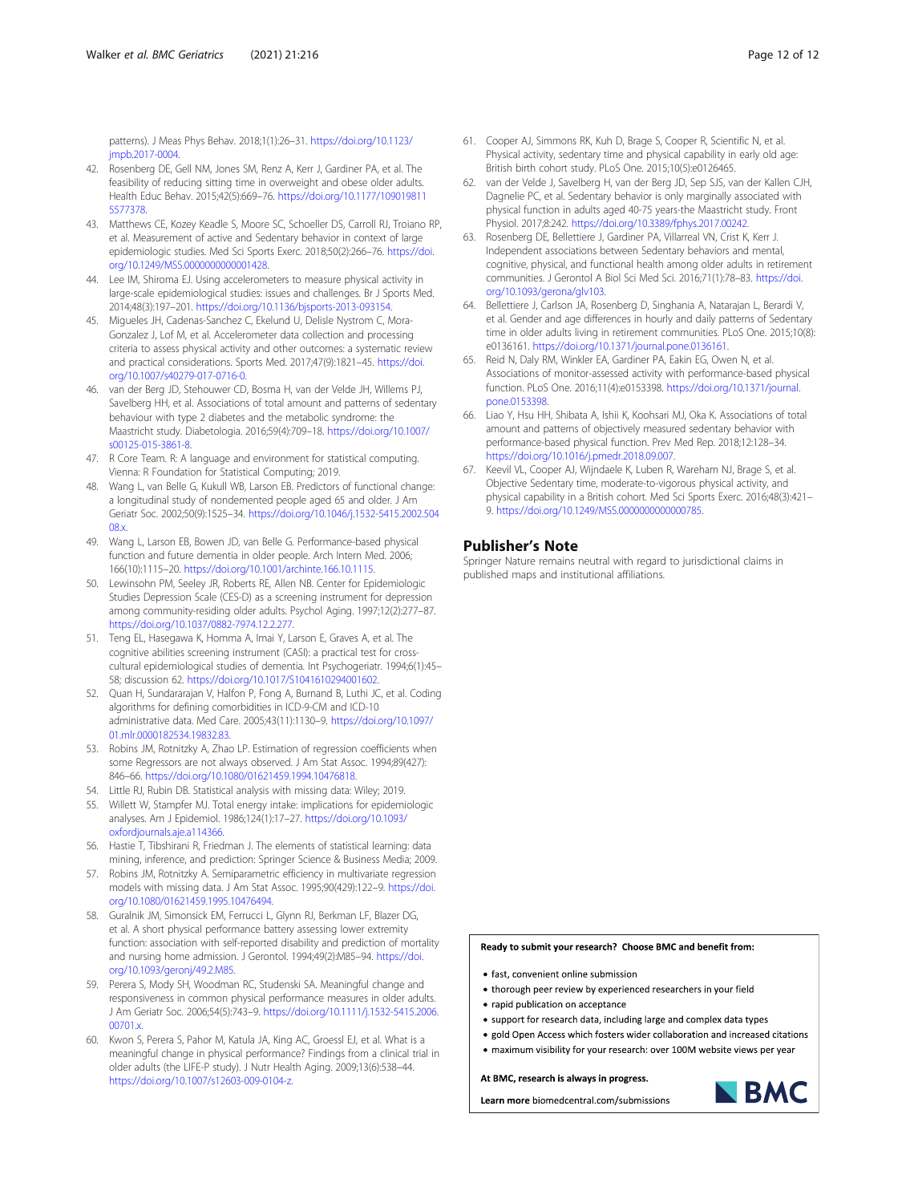patterns). J Meas Phys Behav. 2018;1(1):26–31. https://doi.org/10.1123/jmpb.2017-0004.

42. Rosenberg DE, Gell NM, Jones SM, Renz A, Kerr J, Gardiner PA, et al. The feasibility of reducing sitting time in overweight and obese older adults. Health Educ Behav. 2015;42(5):669–76. https://doi.org/10.1177/1090198115577378.
43. Matthews CE, Kozey Keadle S, Moore SC, Schoeller DS, Carroll RJ, Troiano RP, et al. Measurement of active and Sedentary behavior in context of large epidemiologic studies. Med Sci Sports Exerc. 2018;50(2):266–76. https://doi.org/10.1249/MSS.0000000000001428.
44. Lee IM, Shiroma EJ. Using accelerometers to measure physical activity in large-scale epidemiological studies: issues and challenges. Br J Sports Med. 2014;48(3):197–201. https://doi.org/10.1136/bjsports-2013-093154.
45. Migueles JH, Cadenas-Sanchez C, Ekelund U, Delisle Nystrom C, Mora-Gonzalez J, Lof M, et al. Accelerometer data collection and processing criteria to assess physical activity and other outcomes: a systematic review and practical considerations. Sports Med. 2017;47(9):1821–45. https://doi.org/10.1007/s40279-017-0716-0.
46. van der Berg JD, Stehouwer CD, Bosma H, van der Velde JH, Willems PJ, Savelberg HH, et al. Associations of total amount and patterns of sedentary behaviour with type 2 diabetes and the metabolic syndrome: the Maastricht study. Diabetologia. 2016;59(4):709–18. https://doi.org/10.1007/s00125-015-3861-8.
47. R Core Team. R: A language and environment for statistical computing. Vienna: R Foundation for Statistical Computing; 2019.
48. Wang L, van Belle G, Kukull WB, Larson EB. Predictors of functional change: a longitudinal study of nondemented people aged 65 and older. J Am Geriatr Soc. 2002;50(9):1525–34. https://doi.org/10.1046/j.1532-5415.2002.50408.x.
49. Wang L, Larson EB, Bowen JD, van Belle G. Performance-based physical function and future dementia in older people. Arch Intern Med. 2006;166(10):1115–20. https://doi.org/10.1001/archinte.166.10.1115.
50. Lewinsohn PM, Seeley JR, Roberts RE, Allen NB. Center for Epidemiologic Studies Depression Scale (CES-D) as a screening instrument for depression among community-residing older adults. Psychol Aging. 1997;12(2):277–87. https://doi.org/10.1037/0882-7974.12.2.277.
51. Teng EL, Hasegawa K, Homma A, Imai Y, Larson E, Graves A, et al. The cognitive abilities screening instrument (CASI): a practical test for cross-cultural epidemiological studies of dementia. Int Psychogeriatr. 1994;6(1):45–58; discussion 62. https://doi.org/10.1017/S1041610294001602.
52. Quan H, Sundararajan V, Halfon P, Fong A, Burnand B, Luthi JC, et al. Coding algorithms for defining comorbidities in ICD-9-CM and ICD-10 administrative data. Med Care. 2005;43(11):1130–9. https://doi.org/10.1097/01.mlr.0000182534.19832.83.
53. Robins JM, Rotnitzky A, Zhao LP. Estimation of regression coefficients when some Regressors are not always observed. J Am Stat Assoc. 1994;89(427):846–66. https://doi.org/10.1080/01621459.1994.10476818.
54. Little RJ, Rubin DB. Statistical analysis with missing data: Wiley; 2019.
55. Willett W, Stampfer MJ. Total energy intake: implications for epidemiologic analyses. Am J Epidemiol. 1986;124(1):17–27. https://doi.org/10.1093/oxfordjournals.aje.a114366.
56. Hastie T, Tibshirani R, Friedman J. The elements of statistical learning: data mining, inference, and prediction: Springer Science & Business Media; 2009.
57. Robins JM, Rotnitzky A. Semiparametric efficiency in multivariate regression models with missing data. J Am Stat Assoc. 1995;90(429):122–9. https://doi.org/10.1080/01621459.1995.10476494.
58. Guralnik JM, Simonsick EM, Ferrucci L, Glynn RJ, Berkman LF, Blazer DG, et al. A short physical performance battery assessing lower extremity function: association with self-reported disability and prediction of mortality and nursing home admission. J Gerontol. 1994;49(2):M85–94. https://doi.org/10.1093/geronj/49.2.M85.
59. Perera S, Mody SH, Woodman RC, Studenski SA. Meaningful change and responsiveness in common physical performance measures in older adults. J Am Geriatr Soc. 2006;54(5):743–9. https://doi.org/10.1111/j.1532-5415.2006.00701.x.
60. Kwon S, Perera S, Pahor M, Katula JA, King AC, Groessl EJ, et al. What is a meaningful change in physical performance? Findings from a clinical trial in older adults (the LIFE-P study). J Nutr Health Aging. 2009;13(6):538–44. https://doi.org/10.1007/s12603-009-0104-z.
61. Cooper AJ, Simmons RK, Kuh D, Brage S, Cooper R, Scientific N, et al. Physical activity, sedentary time and physical capability in early old age: British birth cohort study. PLoS One. 2015;10(5):e0126465.
62. van der Velde J, Savelberg H, van der Berg JD, Sep SJS, van der Kallen CJH, Dagnelie PC, et al. Sedentary behavior is only marginally associated with physical function in adults aged 40-75 years-the Maastricht study. Front Physiol. 2017;8:242. https://doi.org/10.3389/fphys.2017.00242.
63. Rosenberg DE, Bellettiere J, Gardiner PA, Villarreal VN, Crist K, Kerr J. Independent associations between Sedentary behaviors and mental, cognitive, physical, and functional health among older adults in retirement communities. J Gerontol A Biol Sci Med Sci. 2016;71(1):78–83. https://doi.org/10.1093/gerona/glv103.
64. Bellettiere J, Carlson JA, Rosenberg D, Singhania A, Natarajan L, Berardi V, et al. Gender and age differences in hourly and daily patterns of Sedentary time in older adults living in retirement communities. PLoS One. 2015;10(8):e0136161. https://doi.org/10.1371/journal.pone.0136161.
65. Reid N, Daly RM, Winkler EA, Gardiner PA, Eakin EG, Owen N, et al. Associations of monitor-assessed activity with performance-based physical function. PLoS One. 2016;11(4):e0153398. https://doi.org/10.1371/journal.pone.0153398.
66. Liao Y, Hsu HH, Shibata A, Ishii K, Koohsari MJ, Oka K. Associations of total amount and patterns of objectively measured sedentary behavior with performance-based physical function. Prev Med Rep. 2018;12:128–34. https://doi.org/10.1016/j.pmedr.2018.09.007.
67. Keevil VL, Cooper AJ, Wijndaele K, Luben R, Wareham NJ, Brage S, et al. Objective Sedentary time, moderate-to-vigorous physical activity, and physical capability in a British cohort. Med Sci Sports Exerc. 2016;48(3):421–9. https://doi.org/10.1249/MSS.0000000000000785.

## Publisher's Note

Springer Nature remains neutral with regard to jurisdictional claims in published maps and institutional affiliations.

**Ready to submit your research? Choose BMC and benefit from:**

- fast, convenient online submission
- thorough peer review by experienced researchers in your field
- rapid publication on acceptance
- support for research data, including large and complex data types
- gold Open Access which fosters wider collaboration and increased citations
- maximum visibility for your research: over 100M website views per year

**At BMC, research is always in progress.**

**Learn more** biomedcentral.com/submissions

BMC